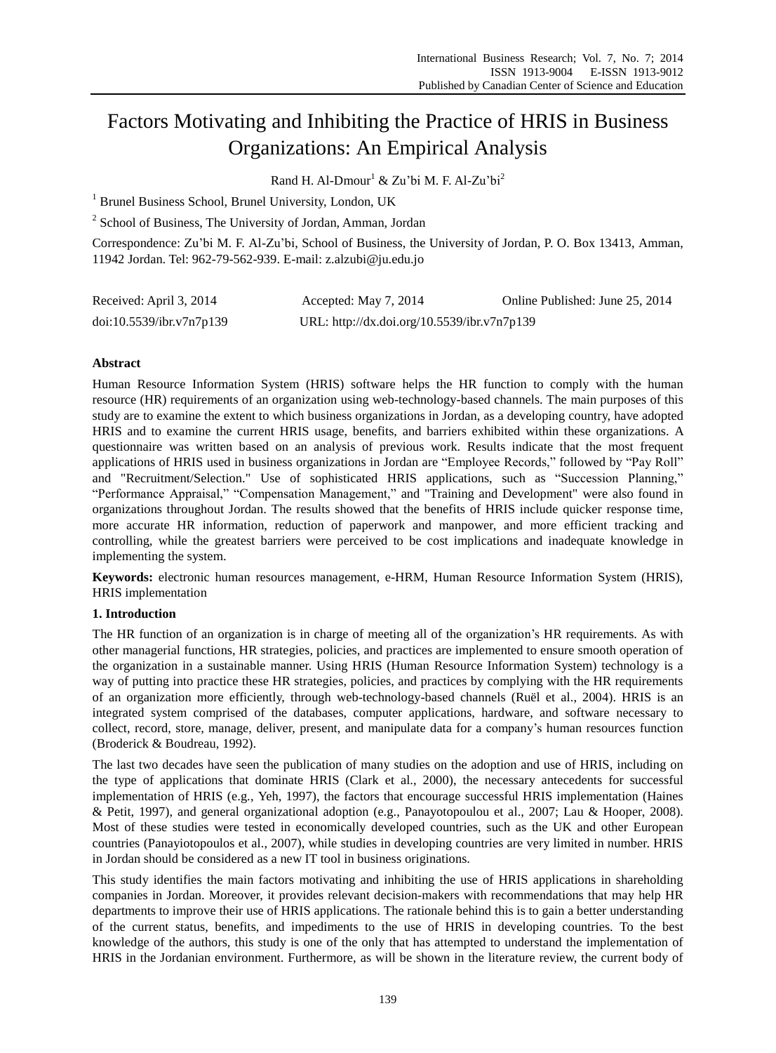# Factors Motivating and Inhibiting the Practice of HRIS in Business Organizations: An Empirical Analysis

Rand H. Al-Dmour[1] & Zu'bi M. F. Al-Zu'bi[2]

[1] Brunel Business School, Brunel University, London, UK

[2] School of Business, The University of Jordan, Amman, Jordan

Correspondence: Zu'bi M. F. Al-Zu'bi, School of Business, the University of Jordan, P. O. Box 13413, Amman, 11942 Jordan. Tel: 962-79-562-939. E-mail: z.alzubi@ju.edu.jo

Received: April 3, 2014 Accepted: May 7, 2014 Online Published: June 25, 2014

doi:10.5539/ibr.v7n7p139 URL: http://dx.doi.org/10.5539/ibr.v7n7p139

**Abstract**

Human Resource Information System (HRIS) software helps the HR function to comply with the human resource (HR) requirements of an organization using web-technology-based channels. The main purposes of this study are to examine the extent to which business organizations in Jordan, as a developing country, have adopted HRIS and to examine the current HRIS usage, benefits, and barriers exhibited within these organizations. A questionnaire was written based on an analysis of previous work. Results indicate that the most frequent applications of HRIS used in business organizations in Jordan are "Employee Records," followed by "Pay Roll" and "Recruitment/Selection." Use of sophisticated HRIS applications, such as "Succession Planning," "Performance Appraisal," "Compensation Management," and "Training and Development" were also found in organizations throughout Jordan. The results showed that the benefits of HRIS include quicker response time, more accurate HR information, reduction of paperwork and manpower, and more efficient tracking and controlling, while the greatest barriers were perceived to be cost implications and inadequate knowledge in implementing the system.

**Keywords:** electronic human resources management, e-HRM, Human Resource Information System (HRIS), HRIS implementation

## 1. Introduction

The HR function of an organization is in charge of meeting all of the organization's HR requirements. As with other managerial functions, HR strategies, policies, and practices are implemented to ensure smooth operation of the organization in a sustainable manner. Using HRIS (Human Resource Information System) technology is a way of putting into practice these HR strategies, policies, and practices by complying with the HR requirements of an organization more efficiently, through web-technology-based channels (Ruël et al., 2004). HRIS is an integrated system comprised of the databases, computer applications, hardware, and software necessary to collect, record, store, manage, deliver, present, and manipulate data for a company's human resources function (Broderick & Boudreau, 1992).

The last two decades have seen the publication of many studies on the adoption and use of HRIS, including on the type of applications that dominate HRIS (Clark et al., 2000), the necessary antecedents for successful implementation of HRIS (e.g., Yeh, 1997), the factors that encourage successful HRIS implementation (Haines & Petit, 1997), and general organizational adoption (e.g., Panayotopoulou et al., 2007; Lau & Hooper, 2008). Most of these studies were tested in economically developed countries, such as the UK and other European countries (Panayiotopoulos et al., 2007), while studies in developing countries are very limited in number. HRIS in Jordan should be considered as a new IT tool in business originations.

This study identifies the main factors motivating and inhibiting the use of HRIS applications in shareholding companies in Jordan. Moreover, it provides relevant decision-makers with recommendations that may help HR departments to improve their use of HRIS applications. The rationale behind this is to gain a better understanding of the current status, benefits, and impediments to the use of HRIS in developing countries. To the best knowledge of the authors, this study is one of the only that has attempted to understand the implementation of HRIS in the Jordanian environment. Furthermore, as will be shown in the literature review, the current body of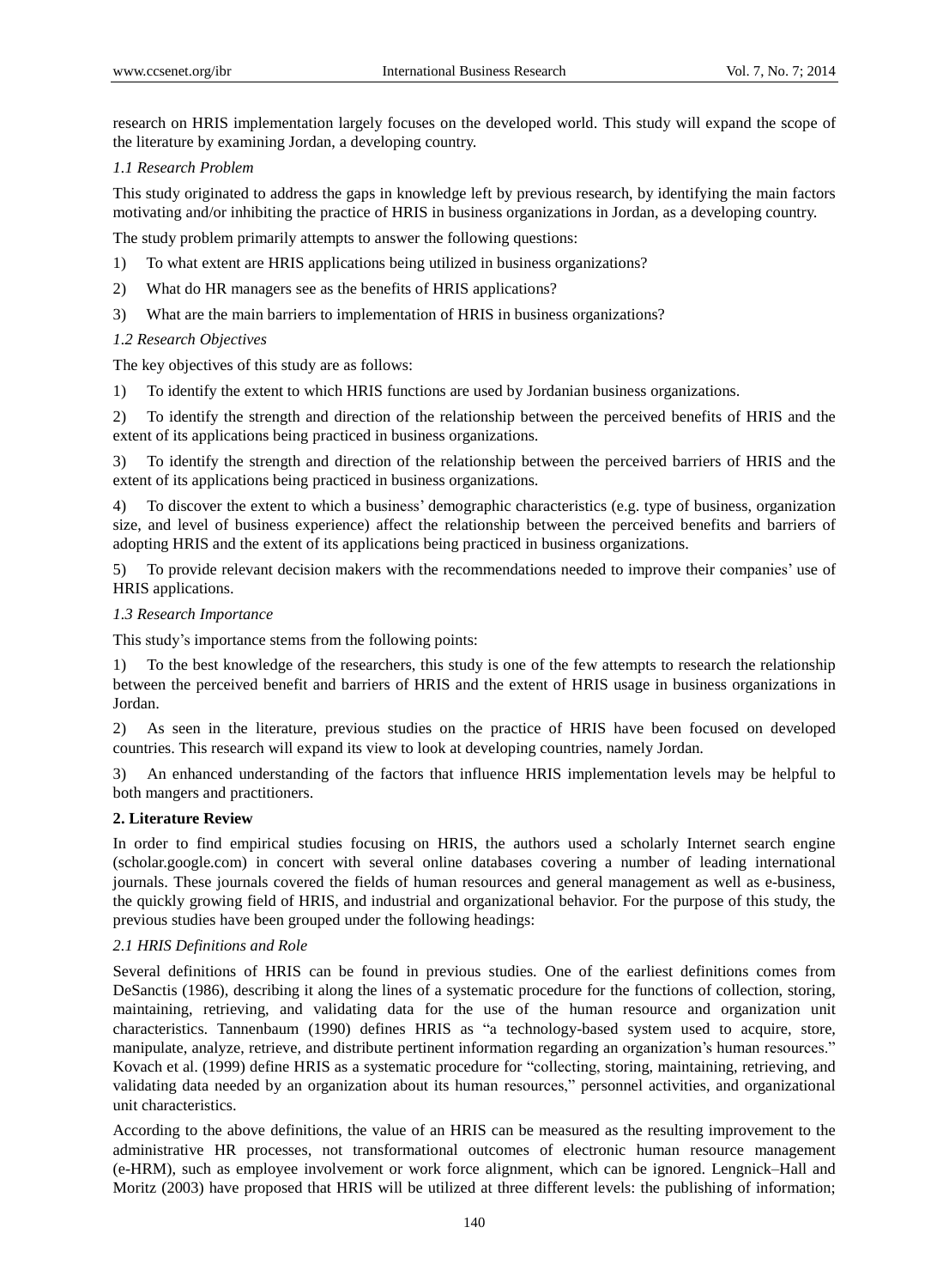research on HRIS implementation largely focuses on the developed world. This study will expand the scope of the literature by examining Jordan, a developing country.

### *1.1 Research Problem*

This study originated to address the gaps in knowledge left by previous research, by identifying the main factors motivating and/or inhibiting the practice of HRIS in business organizations in Jordan, as a developing country.

The study problem primarily attempts to answer the following questions:

1) To what extent are HRIS applications being utilized in business organizations?

2) What do HR managers see as the benefits of HRIS applications?

3) What are the main barriers to implementation of HRIS in business organizations?

### *1.2 Research Objectives*

The key objectives of this study are as follows:

1) To identify the extent to which HRIS functions are used by Jordanian business organizations.

2) To identify the strength and direction of the relationship between the perceived benefits of HRIS and the extent of its applications being practiced in business organizations.

3) To identify the strength and direction of the relationship between the perceived barriers of HRIS and the extent of its applications being practiced in business organizations.

4) To discover the extent to which a business' demographic characteristics (e.g. type of business, organization size, and level of business experience) affect the relationship between the perceived benefits and barriers of adopting HRIS and the extent of its applications being practiced in business organizations.

5) To provide relevant decision makers with the recommendations needed to improve their companies' use of HRIS applications.

### *1.3 Research Importance*

This study's importance stems from the following points:

1) To the best knowledge of the researchers, this study is one of the few attempts to research the relationship between the perceived benefit and barriers of HRIS and the extent of HRIS usage in business organizations in Jordan.

2) As seen in the literature, previous studies on the practice of HRIS have been focused on developed countries. This research will expand its view to look at developing countries, namely Jordan.

3) An enhanced understanding of the factors that influence HRIS implementation levels may be helpful to both mangers and practitioners.

## **2. Literature Review**

In order to find empirical studies focusing on HRIS, the authors used a scholarly Internet search engine (scholar.google.com) in concert with several online databases covering a number of leading international journals. These journals covered the fields of human resources and general management as well as e-business, the quickly growing field of HRIS, and industrial and organizational behavior. For the purpose of this study, the previous studies have been grouped under the following headings:

### *2.1 HRIS Definitions and Role*

Several definitions of HRIS can be found in previous studies. One of the earliest definitions comes from DeSanctis (1986), describing it along the lines of a systematic procedure for the functions of collection, storing, maintaining, retrieving, and validating data for the use of the human resource and organization unit characteristics. Tannenbaum (1990) defines HRIS as "a technology-based system used to acquire, store, manipulate, analyze, retrieve, and distribute pertinent information regarding an organization's human resources." Kovach et al. (1999) define HRIS as a systematic procedure for "collecting, storing, maintaining, retrieving, and validating data needed by an organization about its human resources," personnel activities, and organizational unit characteristics.

According to the above definitions, the value of an HRIS can be measured as the resulting improvement to the administrative HR processes, not transformational outcomes of electronic human resource management (e-HRM), such as employee involvement or work force alignment, which can be ignored. Lengnick–Hall and Moritz (2003) have proposed that HRIS will be utilized at three different levels: the publishing of information;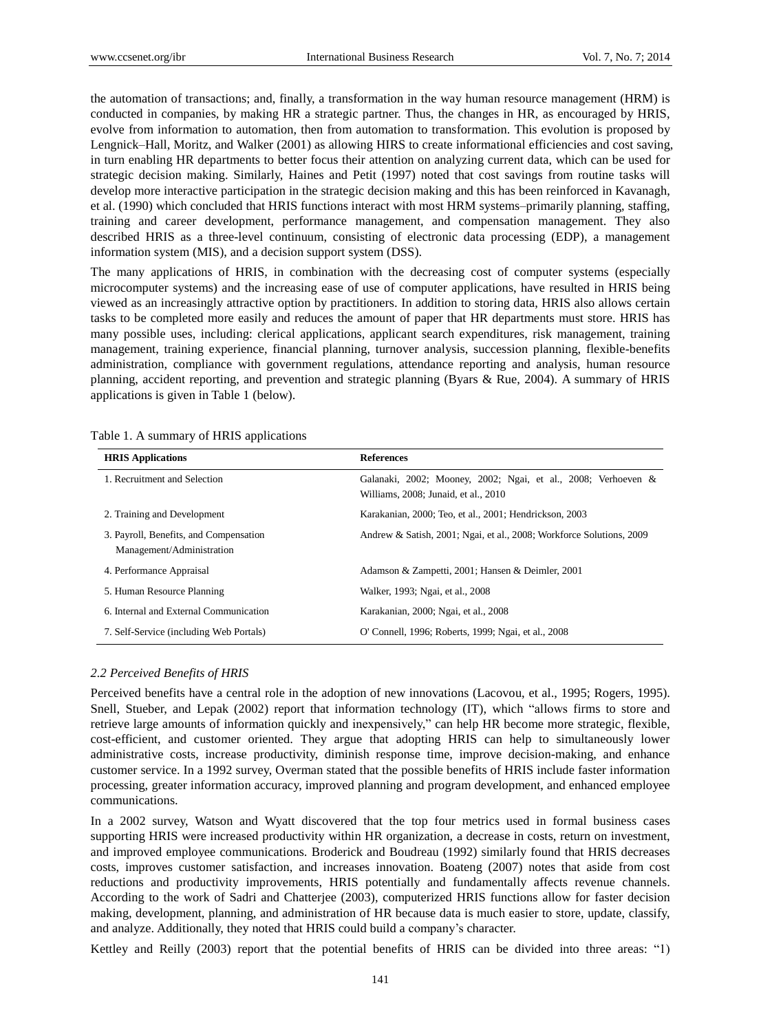the automation of transactions; and, finally, a transformation in the way human resource management (HRM) is conducted in companies, by making HR a strategic partner. Thus, the changes in HR, as encouraged by HRIS, evolve from information to automation, then from automation to transformation. This evolution is proposed by Lengnick–Hall, Moritz, and Walker (2001) as allowing HIRS to create informational efficiencies and cost saving, in turn enabling HR departments to better focus their attention on analyzing current data, which can be used for strategic decision making. Similarly, Haines and Petit (1997) noted that cost savings from routine tasks will develop more interactive participation in the strategic decision making and this has been reinforced in Kavanagh, et al. (1990) which concluded that HRIS functions interact with most HRM systems–primarily planning, staffing, training and career development, performance management, and compensation management. They also described HRIS as a three-level continuum, consisting of electronic data processing (EDP), a management information system (MIS), and a decision support system (DSS).

The many applications of HRIS, in combination with the decreasing cost of computer systems (especially microcomputer systems) and the increasing ease of use of computer applications, have resulted in HRIS being viewed as an increasingly attractive option by practitioners. In addition to storing data, HRIS also allows certain tasks to be completed more easily and reduces the amount of paper that HR departments must store. HRIS has many possible uses, including: clerical applications, applicant search expenditures, risk management, training management, training experience, financial planning, turnover analysis, succession planning, flexible-benefits administration, compliance with government regulations, attendance reporting and analysis, human resource planning, accident reporting, and prevention and strategic planning (Byars & Rue, 2004). A summary of HRIS applications is given in Table 1 (below).

Table 1. A summary of HRIS applications

| **HRIS Applications** | **References** |
|---|---|
| 1. Recruitment and Selection | Galanaki, 2002; Mooney, 2002; Ngai, et al., 2008; Verhoeven & Williams, 2008; Junaid, et al., 2010 |
| 2. Training and Development | Karakanian, 2000; Teo, et al., 2001; Hendrickson, 2003 |
| 3. Payroll, Benefits, and Compensation Management/Administration | Andrew & Satish, 2001; Ngai, et al., 2008; Workforce Solutions, 2009 |
| 4. Performance Appraisal | Adamson & Zampetti, 2001; Hansen & Deimler, 2001 |
| 5. Human Resource Planning | Walker, 1993; Ngai, et al., 2008 |
| 6. Internal and External Communication | Karakanian, 2000; Ngai, et al., 2008 |
| 7. Self-Service (including Web Portals) | O' Connell, 1996; Roberts, 1999; Ngai, et al., 2008 |

### *2.2 Perceived Benefits of HRIS*

Perceived benefits have a central role in the adoption of new innovations (Lacovou, et al., 1995; Rogers, 1995). Snell, Stueber, and Lepak (2002) report that information technology (IT), which "allows firms to store and retrieve large amounts of information quickly and inexpensively," can help HR become more strategic, flexible, cost-efficient, and customer oriented. They argue that adopting HRIS can help to simultaneously lower administrative costs, increase productivity, diminish response time, improve decision-making, and enhance customer service. In a 1992 survey, Overman stated that the possible benefits of HRIS include faster information processing, greater information accuracy, improved planning and program development, and enhanced employee communications.

In a 2002 survey, Watson and Wyatt discovered that the top four metrics used in formal business cases supporting HRIS were increased productivity within HR organization, a decrease in costs, return on investment, and improved employee communications. Broderick and Boudreau (1992) similarly found that HRIS decreases costs, improves customer satisfaction, and increases innovation. Boateng (2007) notes that aside from cost reductions and productivity improvements, HRIS potentially and fundamentally affects revenue channels. According to the work of Sadri and Chatterjee (2003), computerized HRIS functions allow for faster decision making, development, planning, and administration of HR because data is much easier to store, update, classify, and analyze. Additionally, they noted that HRIS could build a company's character.

Kettley and Reilly (2003) report that the potential benefits of HRIS can be divided into three areas: "1)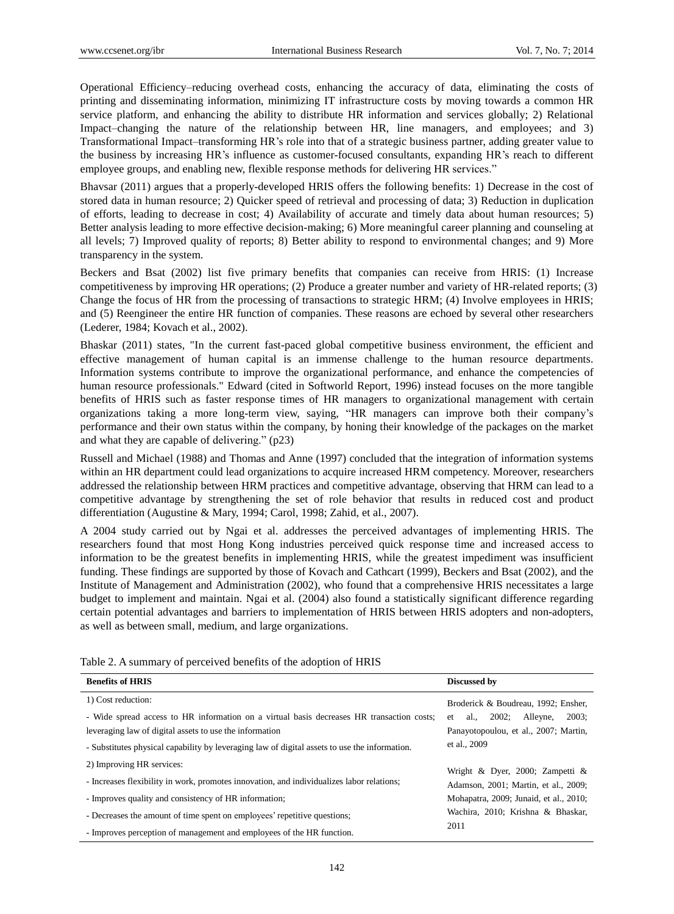Operational Efficiency–reducing overhead costs, enhancing the accuracy of data, eliminating the costs of printing and disseminating information, minimizing IT infrastructure costs by moving towards a common HR service platform, and enhancing the ability to distribute HR information and services globally; 2) Relational Impact–changing the nature of the relationship between HR, line managers, and employees; and 3) Transformational Impact–transforming HR's role into that of a strategic business partner, adding greater value to the business by increasing HR's influence as customer-focused consultants, expanding HR's reach to different employee groups, and enabling new, flexible response methods for delivering HR services."

Bhavsar (2011) argues that a properly-developed HRIS offers the following benefits: 1) Decrease in the cost of stored data in human resource; 2) Quicker speed of retrieval and processing of data; 3) Reduction in duplication of efforts, leading to decrease in cost; 4) Availability of accurate and timely data about human resources; 5) Better analysis leading to more effective decision-making; 6) More meaningful career planning and counseling at all levels; 7) Improved quality of reports; 8) Better ability to respond to environmental changes; and 9) More transparency in the system.

Beckers and Bsat (2002) list five primary benefits that companies can receive from HRIS: (1) Increase competitiveness by improving HR operations; (2) Produce a greater number and variety of HR-related reports; (3) Change the focus of HR from the processing of transactions to strategic HRM; (4) Involve employees in HRIS; and (5) Reengineer the entire HR function of companies. These reasons are echoed by several other researchers (Lederer, 1984; Kovach et al., 2002).

Bhaskar (2011) states, "In the current fast-paced global competitive business environment, the efficient and effective management of human capital is an immense challenge to the human resource departments. Information systems contribute to improve the organizational performance, and enhance the competencies of human resource professionals." Edward (cited in Softworld Report, 1996) instead focuses on the more tangible benefits of HRIS such as faster response times of HR managers to organizational management with certain organizations taking a more long-term view, saying, "HR managers can improve both their company's performance and their own status within the company, by honing their knowledge of the packages on the market and what they are capable of delivering." (p23)

Russell and Michael (1988) and Thomas and Anne (1997) concluded that the integration of information systems within an HR department could lead organizations to acquire increased HRM competency. Moreover, researchers addressed the relationship between HRM practices and competitive advantage, observing that HRM can lead to a competitive advantage by strengthening the set of role behavior that results in reduced cost and product differentiation (Augustine & Mary, 1994; Carol, 1998; Zahid, et al., 2007).

A 2004 study carried out by Ngai et al. addresses the perceived advantages of implementing HRIS. The researchers found that most Hong Kong industries perceived quick response time and increased access to information to be the greatest benefits in implementing HRIS, while the greatest impediment was insufficient funding. These findings are supported by those of Kovach and Cathcart (1999), Beckers and Bsat (2002), and the Institute of Management and Administration (2002), who found that a comprehensive HRIS necessitates a large budget to implement and maintain. Ngai et al. (2004) also found a statistically significant difference regarding certain potential advantages and barriers to implementation of HRIS between HRIS adopters and non-adopters, as well as between small, medium, and large organizations.

Table 2. A summary of perceived benefits of the adoption of HRIS

| Benefits of HRIS | Discussed by |
|---|---|
| 1) Cost reduction:<br>- Wide spread access to HR information on a virtual basis decreases HR transaction costs; leveraging law of digital assets to use the information<br>- Substitutes physical capability by leveraging law of digital assets to use the information. | Broderick & Boudreau, 1992; Ensher, et al., 2002; Alleyne, 2003; Panayotopoulou, et al., 2007; Martin, et al., 2009 |
| 2) Improving HR services:<br>- Increases flexibility in work, promotes innovation, and individualizes labor relations;<br>- Improves quality and consistency of HR information;<br>- Decreases the amount of time spent on employees' repetitive questions;<br>- Improves perception of management and employees of the HR function. | Wright & Dyer, 2000; Zampetti & Adamson, 2001; Martin, et al., 2009; Mohapatra, 2009; Junaid, et al., 2010; Wachira, 2010; Krishna & Bhaskar, 2011 |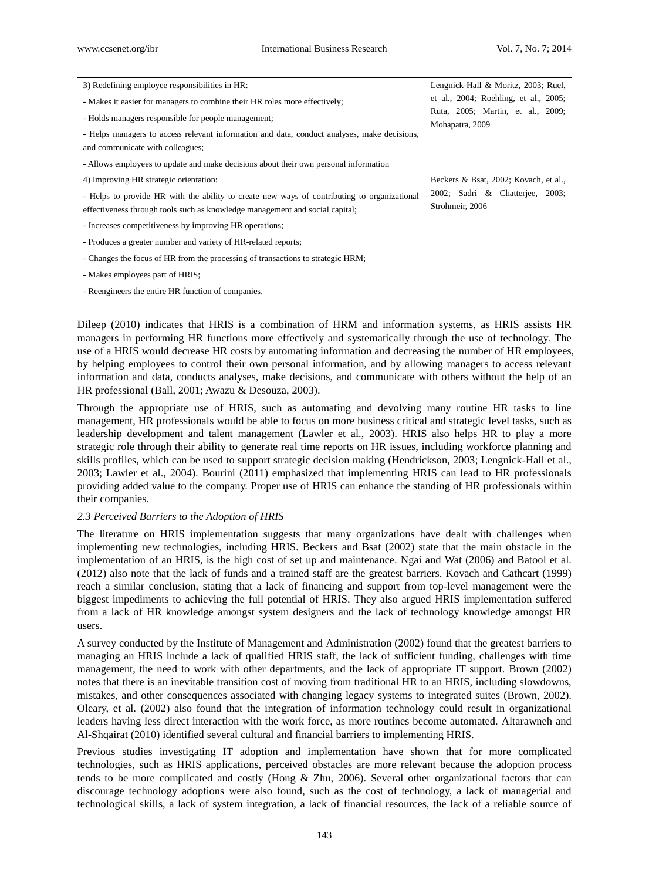| | |
|---|---|
| 3) Redefining employee responsibilities in HR:<br>- Makes it easier for managers to combine their HR roles more effectively;<br>- Holds managers responsible for people management;<br>- Helps managers to access relevant information and data, conduct analyses, make decisions, and communicate with colleagues;<br>- Allows employees to update and make decisions about their own personal information | Lengnick-Hall & Moritz, 2003; Ruel, et al., 2004; Roehling, et al., 2005; Ruta, 2005; Martin, et al., 2009; Mohapatra, 2009 |
| 4) Improving HR strategic orientation:<br>- Helps to provide HR with the ability to create new ways of contributing to organizational effectiveness through tools such as knowledge management and social capital;<br>- Increases competitiveness by improving HR operations;<br>- Produces a greater number and variety of HR-related reports;<br>- Changes the focus of HR from the processing of transactions to strategic HRM;<br>- Makes employees part of HRIS;<br>- Reengineers the entire HR function of companies. | Beckers & Bsat, 2002; Kovach, et al., 2002; Sadri & Chatterjee, 2003; Strohmeir, 2006 |

Dileep (2010) indicates that HRIS is a combination of HRM and information systems, as HRIS assists HR managers in performing HR functions more effectively and systematically through the use of technology. The use of a HRIS would decrease HR costs by automating information and decreasing the number of HR employees, by helping employees to control their own personal information, and by allowing managers to access relevant information and data, conducts analyses, make decisions, and communicate with others without the help of an HR professional (Ball, 2001; Awazu & Desouza, 2003).

Through the appropriate use of HRIS, such as automating and devolving many routine HR tasks to line management, HR professionals would be able to focus on more business critical and strategic level tasks, such as leadership development and talent management (Lawler et al., 2003). HRIS also helps HR to play a more strategic role through their ability to generate real time reports on HR issues, including workforce planning and skills profiles, which can be used to support strategic decision making (Hendrickson, 2003; Lengnick-Hall et al., 2003; Lawler et al., 2004). Bourini (2011) emphasized that implementing HRIS can lead to HR professionals providing added value to the company. Proper use of HRIS can enhance the standing of HR professionals within their companies.

### *2.3 Perceived Barriers to the Adoption of HRIS*

The literature on HRIS implementation suggests that many organizations have dealt with challenges when implementing new technologies, including HRIS. Beckers and Bsat (2002) state that the main obstacle in the implementation of an HRIS, is the high cost of set up and maintenance. Ngai and Wat (2006) and Batool et al. (2012) also note that the lack of funds and a trained staff are the greatest barriers. Kovach and Cathcart (1999) reach a similar conclusion, stating that a lack of financing and support from top-level management were the biggest impediments to achieving the full potential of HRIS. They also argued HRIS implementation suffered from a lack of HR knowledge amongst system designers and the lack of technology knowledge amongst HR users.

A survey conducted by the Institute of Management and Administration (2002) found that the greatest barriers to managing an HRIS include a lack of qualified HRIS staff, the lack of sufficient funding, challenges with time management, the need to work with other departments, and the lack of appropriate IT support. Brown (2002) notes that there is an inevitable transition cost of moving from traditional HR to an HRIS, including slowdowns, mistakes, and other consequences associated with changing legacy systems to integrated suites (Brown, 2002). Oleary, et al. (2002) also found that the integration of information technology could result in organizational leaders having less direct interaction with the work force, as more routines become automated. Altarawneh and Al-Shqairat (2010) identified several cultural and financial barriers to implementing HRIS.

Previous studies investigating IT adoption and implementation have shown that for more complicated technologies, such as HRIS applications, perceived obstacles are more relevant because the adoption process tends to be more complicated and costly (Hong & Zhu, 2006). Several other organizational factors that can discourage technology adoptions were also found, such as the cost of technology, a lack of managerial and technological skills, a lack of system integration, a lack of financial resources, the lack of a reliable source of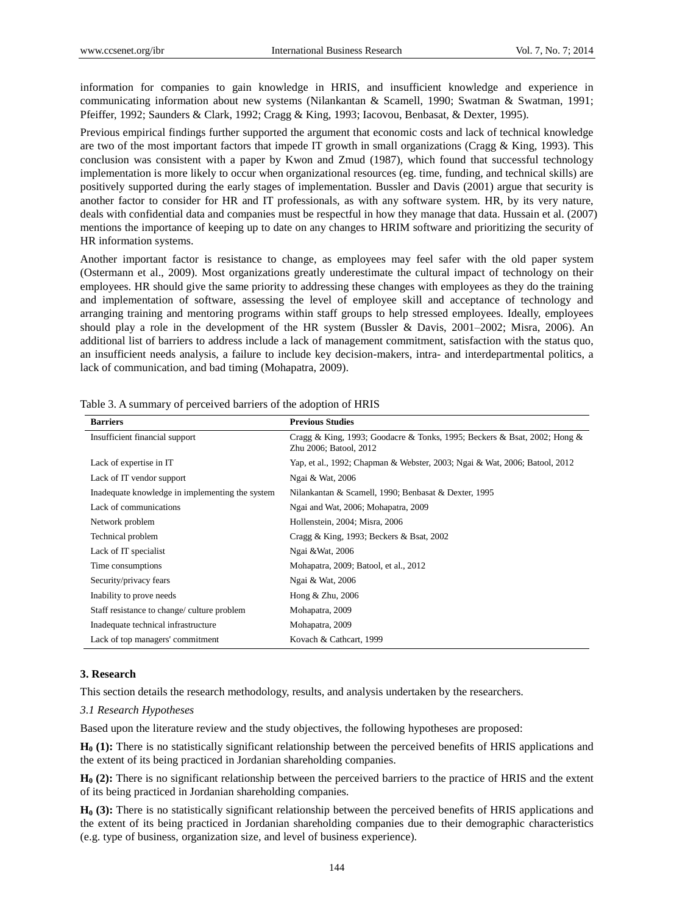information for companies to gain knowledge in HRIS, and insufficient knowledge and experience in communicating information about new systems (Nilankantan & Scamell, 1990; Swatman & Swatman, 1991; Pfeiffer, 1992; Saunders & Clark, 1992; Cragg & King, 1993; Iacovou, Benbasat, & Dexter, 1995).

Previous empirical findings further supported the argument that economic costs and lack of technical knowledge are two of the most important factors that impede IT growth in small organizations (Cragg & King, 1993). This conclusion was consistent with a paper by Kwon and Zmud (1987), which found that successful technology implementation is more likely to occur when organizational resources (eg. time, funding, and technical skills) are positively supported during the early stages of implementation. Bussler and Davis (2001) argue that security is another factor to consider for HR and IT professionals, as with any software system. HR, by its very nature, deals with confidential data and companies must be respectful in how they manage that data. Hussain et al. (2007) mentions the importance of keeping up to date on any changes to HRIM software and prioritizing the security of HR information systems.

Another important factor is resistance to change, as employees may feel safer with the old paper system (Ostermann et al., 2009). Most organizations greatly underestimate the cultural impact of technology on their employees. HR should give the same priority to addressing these changes with employees as they do the training and implementation of software, assessing the level of employee skill and acceptance of technology and arranging training and mentoring programs within staff groups to help stressed employees. Ideally, employees should play a role in the development of the HR system (Bussler & Davis, 2001–2002; Misra, 2006). An additional list of barriers to address include a lack of management commitment, satisfaction with the status quo, an insufficient needs analysis, a failure to include key decision-makers, intra- and interdepartmental politics, a lack of communication, and bad timing (Mohapatra, 2009).

Table 3. A summary of perceived barriers of the adoption of HRIS

| Barriers | Previous Studies |
|---|---|
| Insufficient financial support | Cragg & King, 1993; Goodacre & Tonks, 1995; Beckers & Bsat, 2002; Hong & Zhu 2006; Batool, 2012 |
| Lack of expertise in IT | Yap, et al., 1992; Chapman & Webster, 2003; Ngai & Wat, 2006; Batool, 2012 |
| Lack of IT vendor support | Ngai & Wat, 2006 |
| Inadequate knowledge in implementing the system | Nilankantan & Scamell, 1990; Benbasat & Dexter, 1995 |
| Lack of communications | Ngai and Wat, 2006; Mohapatra, 2009 |
| Network problem | Hollenstein, 2004; Misra, 2006 |
| Technical problem | Cragg & King, 1993; Beckers & Bsat, 2002 |
| Lack of IT specialist | Ngai &Wat, 2006 |
| Time consumptions | Mohapatra, 2009; Batool, et al., 2012 |
| Security/privacy fears | Ngai & Wat, 2006 |
| Inability to prove needs | Hong & Zhu, 2006 |
| Staff resistance to change/ culture problem | Mohapatra, 2009 |
| Inadequate technical infrastructure | Mohapatra, 2009 |
| Lack of top managers' commitment | Kovach & Cathcart, 1999 |

### 3. Research

This section details the research methodology, results, and analysis undertaken by the researchers.

#### *3.1 Research Hypotheses*

Based upon the literature review and the study objectives, the following hypotheses are proposed:

**$H_0$ (1):** There is no statistically significant relationship between the perceived benefits of HRIS applications and the extent of its being practiced in Jordanian shareholding companies.

**$H_0$ (2):** There is no significant relationship between the perceived barriers to the practice of HRIS and the extent of its being practiced in Jordanian shareholding companies.

**$H_0$ (3):** There is no statistically significant relationship between the perceived benefits of HRIS applications and the extent of its being practiced in Jordanian shareholding companies due to their demographic characteristics (e.g. type of business, organization size, and level of business experience).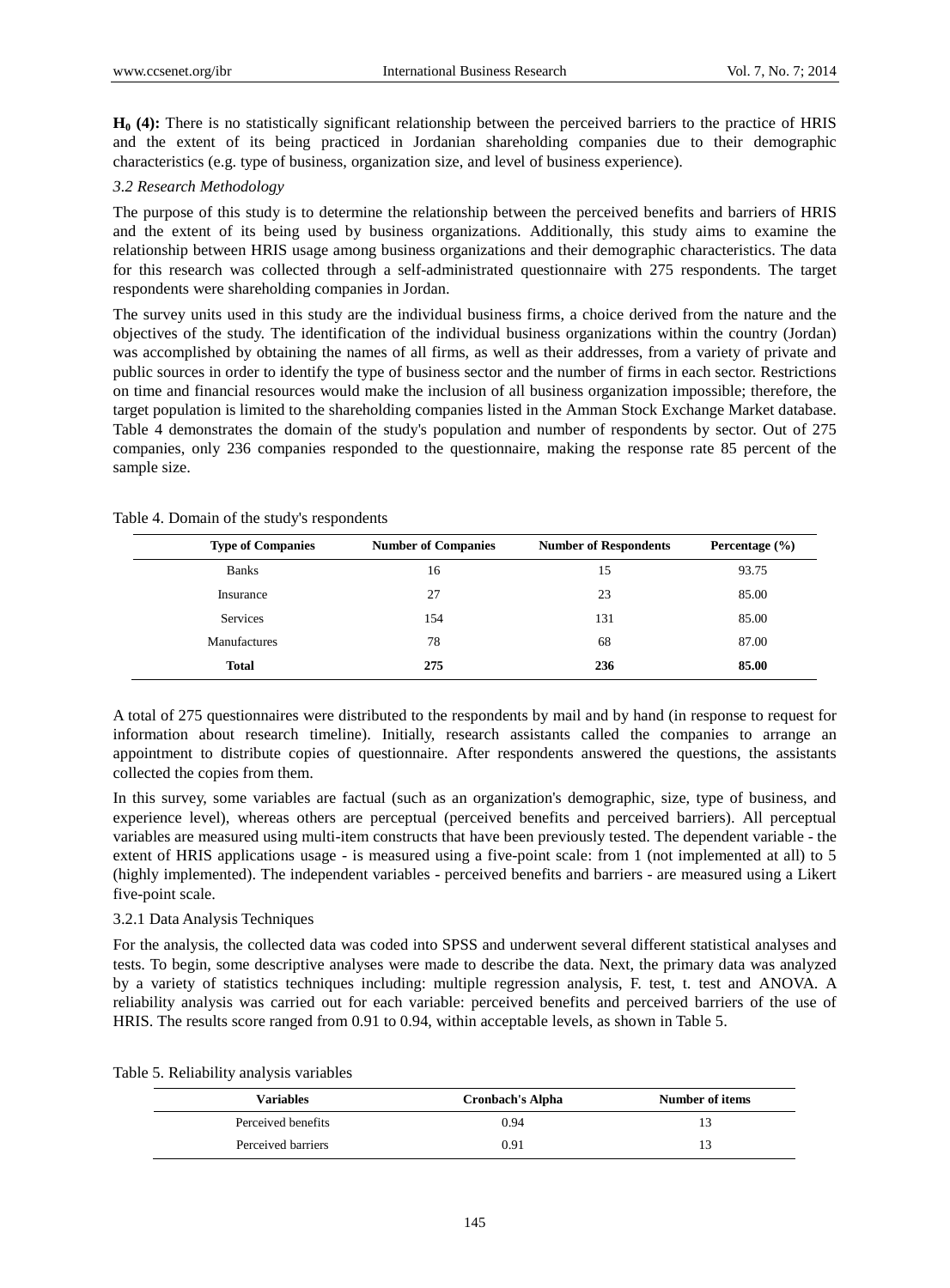**$H_0$ (4):** There is no statistically significant relationship between the perceived barriers to the practice of HRIS and the extent of its being practiced in Jordanian shareholding companies due to their demographic characteristics (e.g. type of business, organization size, and level of business experience).

### *3.2 Research Methodology*

The purpose of this study is to determine the relationship between the perceived benefits and barriers of HRIS and the extent of its being used by business organizations. Additionally, this study aims to examine the relationship between HRIS usage among business organizations and their demographic characteristics. The data for this research was collected through a self-administrated questionnaire with 275 respondents. The target respondents were shareholding companies in Jordan.

The survey units used in this study are the individual business firms, a choice derived from the nature and the objectives of the study. The identification of the individual business organizations within the country (Jordan) was accomplished by obtaining the names of all firms, as well as their addresses, from a variety of private and public sources in order to identify the type of business sector and the number of firms in each sector. Restrictions on time and financial resources would make the inclusion of all business organization impossible; therefore, the target population is limited to the shareholding companies listed in the Amman Stock Exchange Market database. Table 4 demonstrates the domain of the study's population and number of respondents by sector. Out of 275 companies, only 236 companies responded to the questionnaire, making the response rate 85 percent of the sample size.

Table 4. Domain of the study's respondents

| Type of Companies | Number of Companies | Number of Respondents | Percentage (%) |
|---|---|---|---|
| Banks | 16 | 15 | 93.75 |
| Insurance | 27 | 23 | 85.00 |
| Services | 154 | 131 | 85.00 |
| Manufactures | 78 | 68 | 87.00 |
| **Total** | **275** | **236** | **85.00** |

A total of 275 questionnaires were distributed to the respondents by mail and by hand (in response to request for information about research timeline). Initially, research assistants called the companies to arrange an appointment to distribute copies of questionnaire. After respondents answered the questions, the assistants collected the copies from them.

In this survey, some variables are factual (such as an organization's demographic, size, type of business, and experience level), whereas others are perceptual (perceived benefits and perceived barriers). All perceptual variables are measured using multi-item constructs that have been previously tested. The dependent variable - the extent of HRIS applications usage - is measured using a five-point scale: from 1 (not implemented at all) to 5 (highly implemented). The independent variables - perceived benefits and barriers - are measured using a Likert five-point scale.

#### 3.2.1 Data Analysis Techniques

For the analysis, the collected data was coded into SPSS and underwent several different statistical analyses and tests. To begin, some descriptive analyses were made to describe the data. Next, the primary data was analyzed by a variety of statistics techniques including: multiple regression analysis, F. test, t. test and ANOVA. A reliability analysis was carried out for each variable: perceived benefits and perceived barriers of the use of HRIS. The results score ranged from 0.91 to 0.94, within acceptable levels, as shown in Table 5.

Table 5. Reliability analysis variables

| Variables | Cronbach's Alpha | Number of items |
|---|---|---|
| Perceived benefits | 0.94 | 13 |
| Perceived barriers | 0.91 | 13 |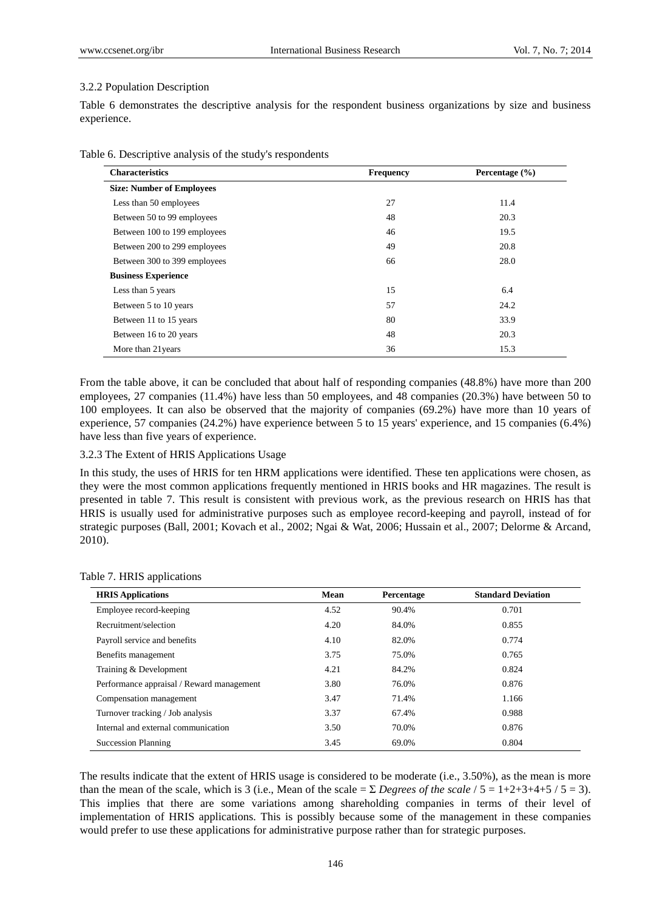3.2.2 Population Description

Table 6 demonstrates the descriptive analysis for the respondent business organizations by size and business experience.

Table 6. Descriptive analysis of the study's respondents

| Characteristics | Frequency | Percentage (%) |
|---|---|---|
| **Size: Number of Employees** | | |
| Less than 50 employees | 27 | 11.4 |
| Between 50 to 99 employees | 48 | 20.3 |
| Between 100 to 199 employees | 46 | 19.5 |
| Between 200 to 299 employees | 49 | 20.8 |
| Between 300 to 399 employees | 66 | 28.0 |
| **Business Experience** | | |
| Less than 5 years | 15 | 6.4 |
| Between 5 to 10 years | 57 | 24.2 |
| Between 11 to 15 years | 80 | 33.9 |
| Between 16 to 20 years | 48 | 20.3 |
| More than 21years | 36 | 15.3 |

From the table above, it can be concluded that about half of responding companies (48.8%) have more than 200 employees, 27 companies (11.4%) have less than 50 employees, and 48 companies (20.3%) have between 50 to 100 employees. It can also be observed that the majority of companies (69.2%) have more than 10 years of experience, 57 companies (24.2%) have experience between 5 to 15 years' experience, and 15 companies (6.4%) have less than five years of experience.

3.2.3 The Extent of HRIS Applications Usage

In this study, the uses of HRIS for ten HRM applications were identified. These ten applications were chosen, as they were the most common applications frequently mentioned in HRIS books and HR magazines. The result is presented in table 7. This result is consistent with previous work, as the previous research on HRIS has that HRIS is usually used for administrative purposes such as employee record-keeping and payroll, instead of for strategic purposes (Ball, 2001; Kovach et al., 2002; Ngai & Wat, 2006; Hussain et al., 2007; Delorme & Arcand, 2010).

Table 7. HRIS applications

| HRIS Applications | Mean | Percentage | Standard Deviation |
|---|---|---|---|
| Employee record-keeping | 4.52 | 90.4% | 0.701 |
| Recruitment/selection | 4.20 | 84.0% | 0.855 |
| Payroll service and benefits | 4.10 | 82.0% | 0.774 |
| Benefits management | 3.75 | 75.0% | 0.765 |
| Training & Development | 4.21 | 84.2% | 0.824 |
| Performance appraisal / Reward management | 3.80 | 76.0% | 0.876 |
| Compensation management | 3.47 | 71.4% | 1.166 |
| Turnover tracking / Job analysis | 3.37 | 67.4% | 0.988 |
| Internal and external communication | 3.50 | 70.0% | 0.876 |
| Succession Planning | 3.45 | 69.0% | 0.804 |

The results indicate that the extent of HRIS usage is considered to be moderate (i.e., 3.50%), as the mean is more than the mean of the scale, which is 3 (i.e., Mean of the scale = Σ *Degrees of the scale* / 5 = 1+2+3+4+5 / 5 = 3). This implies that there are some variations among shareholding companies in terms of their level of implementation of HRIS applications. This is possibly because some of the management in these companies would prefer to use these applications for administrative purpose rather than for strategic purposes.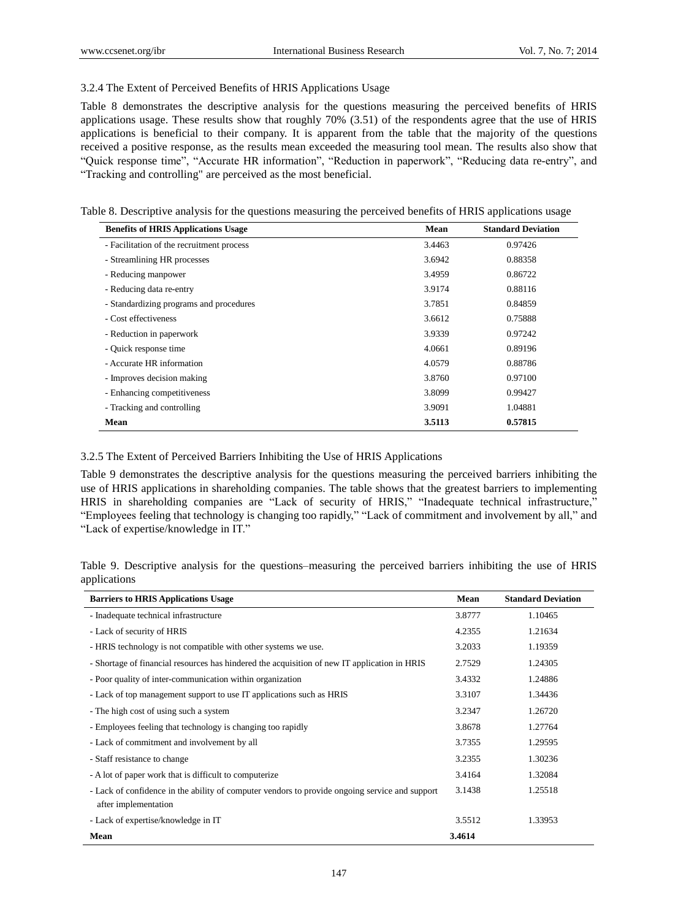### 3.2.4 The Extent of Perceived Benefits of HRIS Applications Usage

Table 8 demonstrates the descriptive analysis for the questions measuring the perceived benefits of HRIS applications usage. These results show that roughly 70% (3.51) of the respondents agree that the use of HRIS applications is beneficial to their company. It is apparent from the table that the majority of the questions received a positive response, as the results mean exceeded the measuring tool mean. The results also show that "Quick response time", "Accurate HR information", "Reduction in paperwork", "Reducing data re-entry", and "Tracking and controlling" are perceived as the most beneficial.

Table 8. Descriptive analysis for the questions measuring the perceived benefits of HRIS applications usage

| Benefits of HRIS Applications Usage | Mean | Standard Deviation |
|---|---|---|
| - Facilitation of the recruitment process | 3.4463 | 0.97426 |
| - Streamlining HR processes | 3.6942 | 0.88358 |
| - Reducing manpower | 3.4959 | 0.86722 |
| - Reducing data re-entry | 3.9174 | 0.88116 |
| - Standardizing programs and procedures | 3.7851 | 0.84859 |
| - Cost effectiveness | 3.6612 | 0.75888 |
| - Reduction in paperwork | 3.9339 | 0.97242 |
| - Quick response time | 4.0661 | 0.89196 |
| - Accurate HR information | 4.0579 | 0.88786 |
| - Improves decision making | 3.8760 | 0.97100 |
| - Enhancing competitiveness | 3.8099 | 0.99427 |
| - Tracking and controlling | 3.9091 | 1.04881 |
| **Mean** | **3.5113** | **0.57815** |

### 3.2.5 The Extent of Perceived Barriers Inhibiting the Use of HRIS Applications

Table 9 demonstrates the descriptive analysis for the questions measuring the perceived barriers inhibiting the use of HRIS applications in shareholding companies. The table shows that the greatest barriers to implementing HRIS in shareholding companies are "Lack of security of HRIS," "Inadequate technical infrastructure," "Employees feeling that technology is changing too rapidly," "Lack of commitment and involvement by all," and "Lack of expertise/knowledge in IT."

Table 9. Descriptive analysis for the questions–measuring the perceived barriers inhibiting the use of HRIS applications

| Barriers to HRIS Applications Usage | Mean | Standard Deviation |
|---|---|---|
| - Inadequate technical infrastructure | 3.8777 | 1.10465 |
| - Lack of security of HRIS | 4.2355 | 1.21634 |
| - HRIS technology is not compatible with other systems we use. | 3.2033 | 1.19359 |
| - Shortage of financial resources has hindered the acquisition of new IT application in HRIS | 2.7529 | 1.24305 |
| - Poor quality of inter-communication within organization | 3.4332 | 1.24886 |
| - Lack of top management support to use IT applications such as HRIS | 3.3107 | 1.34436 |
| - The high cost of using such a system | 3.2347 | 1.26720 |
| - Employees feeling that technology is changing too rapidly | 3.8678 | 1.27764 |
| - Lack of commitment and involvement by all | 3.7355 | 1.29595 |
| - Staff resistance to change | 3.2355 | 1.30236 |
| - A lot of paper work that is difficult to computerize | 3.4164 | 1.32084 |
| - Lack of confidence in the ability of computer vendors to provide ongoing service and support after implementation | 3.1438 | 1.25518 |
| - Lack of expertise/knowledge in IT | 3.5512 | 1.33953 |
| **Mean** | **3.4614** | |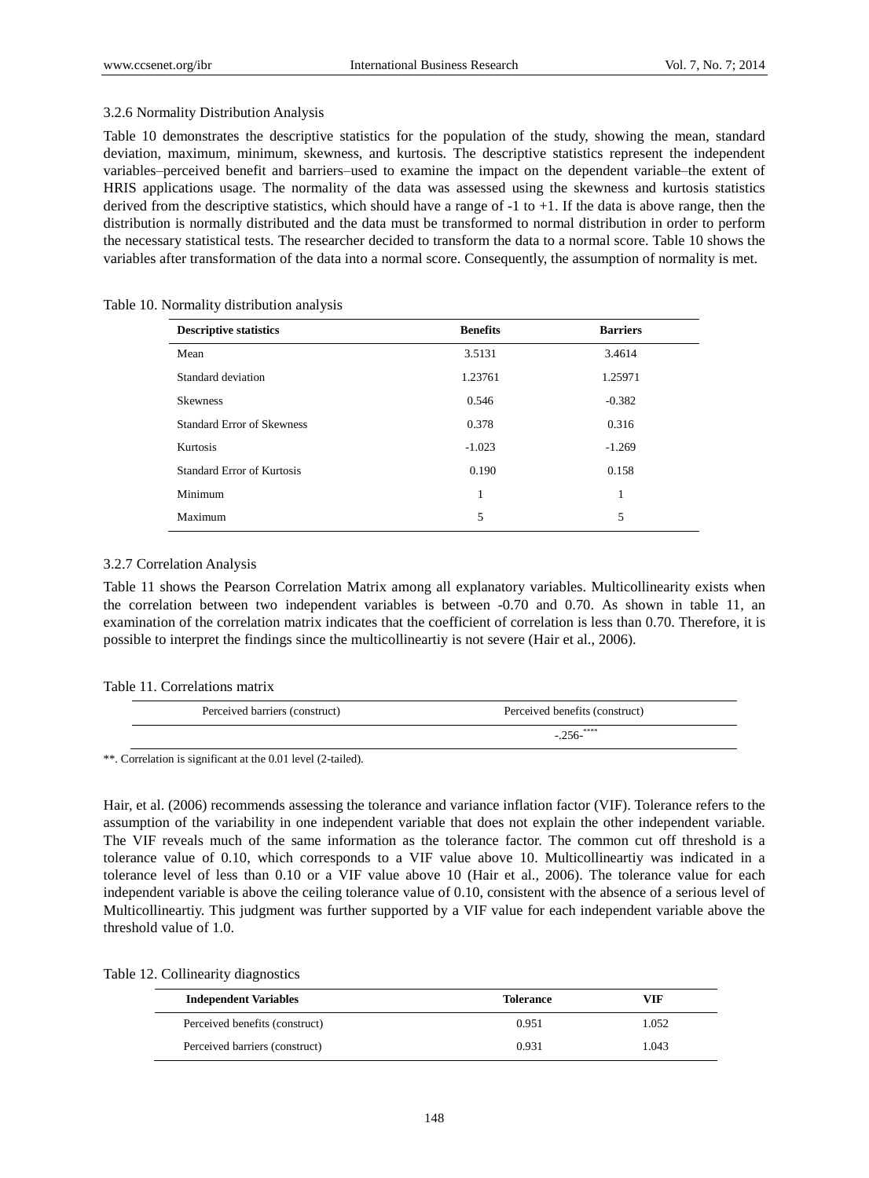### 3.2.6 Normality Distribution Analysis

Table 10 demonstrates the descriptive statistics for the population of the study, showing the mean, standard deviation, maximum, minimum, skewness, and kurtosis. The descriptive statistics represent the independent variables–perceived benefit and barriers–used to examine the impact on the dependent variable–the extent of HRIS applications usage. The normality of the data was assessed using the skewness and kurtosis statistics derived from the descriptive statistics, which should have a range of -1 to +1. If the data is above range, then the distribution is normally distributed and the data must be transformed to normal distribution in order to perform the necessary statistical tests. The researcher decided to transform the data to a normal score. Table 10 shows the variables after transformation of the data into a normal score. Consequently, the assumption of normality is met.

Table 10. Normality distribution analysis

| Descriptive statistics | Benefits | Barriers |
|---|---|---|
| Mean | 3.5131 | 3.4614 |
| Standard deviation | 1.23761 | 1.25971 |
| Skewness | 0.546 | -0.382 |
| Standard Error of Skewness | 0.378 | 0.316 |
| Kurtosis | -1.023 | -1.269 |
| Standard Error of Kurtosis | 0.190 | 0.158 |
| Minimum | 1 | 1 |
| Maximum | 5 | 5 |

### 3.2.7 Correlation Analysis

Table 11 shows the Pearson Correlation Matrix among all explanatory variables. Multicollinearity exists when the correlation between two independent variables is between -0.70 and 0.70. As shown in table 11, an examination of the correlation matrix indicates that the coefficient of correlation is less than 0.70. Therefore, it is possible to interpret the findings since the multicollineartiy is not severe (Hair et al., 2006).

Table 11. Correlations matrix

| Perceived barriers (construct) | Perceived benefits (construct) |
|---|---|
| | -.256-**** |

**. Correlation is significant at the 0.01 level (2-tailed).

Hair, et al. (2006) recommends assessing the tolerance and variance inflation factor (VIF). Tolerance refers to the assumption of the variability in one independent variable that does not explain the other independent variable. The VIF reveals much of the same information as the tolerance factor. The common cut off threshold is a tolerance value of 0.10, which corresponds to a VIF value above 10. Multicollineartiy was indicated in a tolerance level of less than 0.10 or a VIF value above 10 (Hair et al., 2006). The tolerance value for each independent variable is above the ceiling tolerance value of 0.10, consistent with the absence of a serious level of Multicollineartiy. This judgment was further supported by a VIF value for each independent variable above the threshold value of 1.0.

Table 12. Collinearity diagnostics

| Independent Variables | Tolerance | VIF |
|---|---|---|
| Perceived benefits (construct) | 0.951 | 1.052 |
| Perceived barriers (construct) | 0.931 | 1.043 |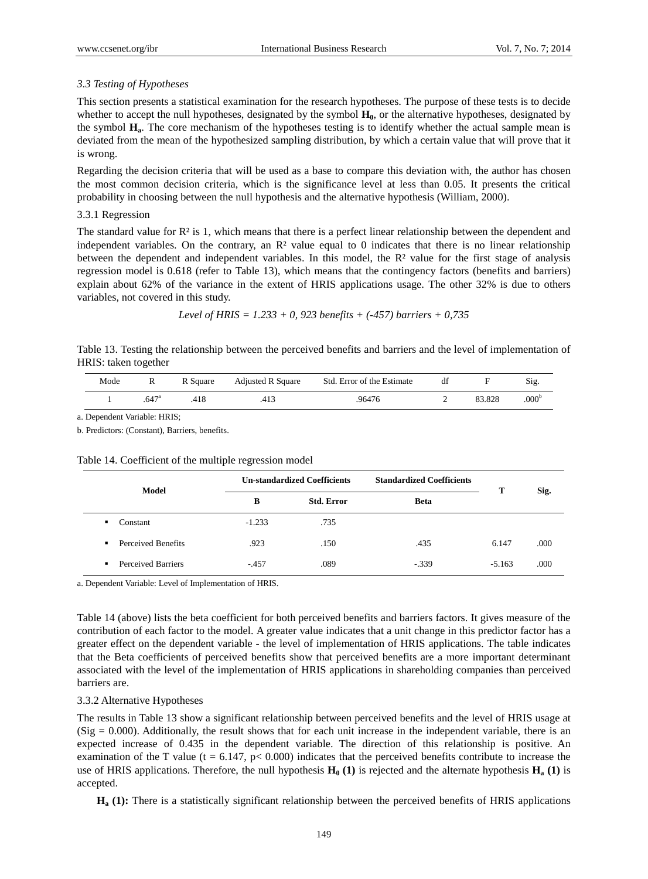*3.3 Testing of Hypotheses*

This section presents a statistical examination for the research hypotheses. The purpose of these tests is to decide whether to accept the null hypotheses, designated by the symbol $\mathbf{H_0}$, or the alternative hypotheses, designated by the symbol $\mathbf{H_a}$. The core mechanism of the hypotheses testing is to identify whether the actual sample mean is deviated from the mean of the hypothesized sampling distribution, by which a certain value that will prove that it is wrong.

Regarding the decision criteria that will be used as a base to compare this deviation with, the author has chosen the most common decision criteria, which is the significance level at less than 0.05. It presents the critical probability in choosing between the null hypothesis and the alternative hypothesis (William, 2000).

3.3.1 Regression

The standard value for $R^2$ is 1, which means that there is a perfect linear relationship between the dependent and independent variables. On the contrary, an $R^2$ value equal to 0 indicates that there is no linear relationship between the dependent and independent variables. In this model, the $R^2$ value for the first stage of analysis regression model is 0.618 (refer to Table 13), which means that the contingency factors (benefits and barriers) explain about 62% of the variance in the extent of HRIS applications usage. The other 32% is due to others variables, not covered in this study.

*Level of HRIS = 1.233 + 0, 923 benefits + (-457) barriers + 0,735*

Table 13. Testing the relationship between the perceived benefits and barriers and the level of implementation of HRIS: taken together

| Mode | R | R Square | Adjusted R Square | Std. Error of the Estimate | df | F | Sig. |
|---|---|---|---|---|---|---|---|
| 1 | .647[a] | .418 | .413 | .96476 | 2 | 83.828 | .000[b] |

a. Dependent Variable: HRIS;

b. Predictors: (Constant), Barriers, benefits.

Table 14. Coefficient of the multiple regression model

| Model | Un-standardized Coefficients | | Standardized Coefficients | T | Sig. |
|---|---|---|---|---|---|
| | B | Std. Error | Beta | | |
| ▪ Constant | -1.233 | .735 | | | |
| ▪ Perceived Benefits | .923 | .150 | .435 | 6.147 | .000 |
| ▪ Perceived Barriers | -.457 | .089 | -.339 | -5.163 | .000 |

a. Dependent Variable: Level of Implementation of HRIS.

Table 14 (above) lists the beta coefficient for both perceived benefits and barriers factors. It gives measure of the contribution of each factor to the model. A greater value indicates that a unit change in this predictor factor has a greater effect on the dependent variable - the level of implementation of HRIS applications. The table indicates that the Beta coefficients of perceived benefits show that perceived benefits are a more important determinant associated with the level of the implementation of HRIS applications in shareholding companies than perceived barriers are.

3.3.2 Alternative Hypotheses

The results in Table 13 show a significant relationship between perceived benefits and the level of HRIS usage at (Sig = 0.000). Additionally, the result shows that for each unit increase in the independent variable, there is an expected increase of 0.435 in the dependent variable. The direction of this relationship is positive. An examination of the T value ($t = 6.147$, $p < 0.000$) indicates that the perceived benefits contribute to increase the use of HRIS applications. Therefore, the null hypothesis $\mathbf{H_0}$ **(1)** is rejected and the alternate hypothesis $\mathbf{H_a}$ **(1)** is accepted.

$\mathbf{H_a}$ **(1):** There is a statistically significant relationship between the perceived benefits of HRIS applications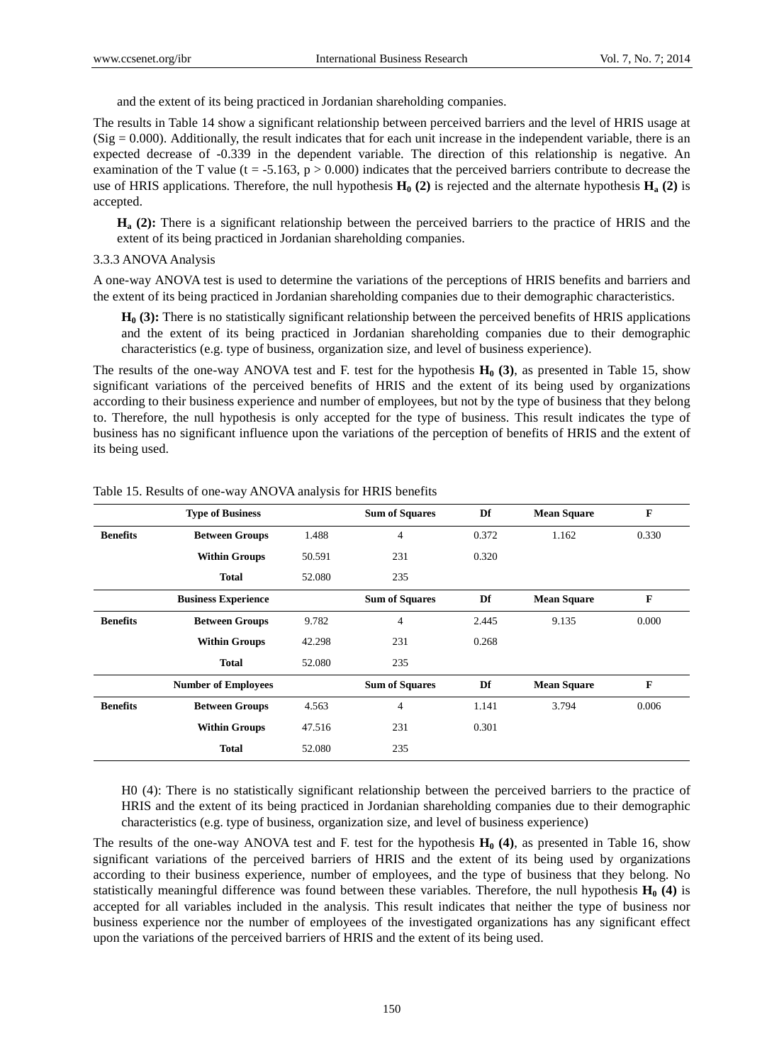and the extent of its being practiced in Jordanian shareholding companies.

The results in Table 14 show a significant relationship between perceived barriers and the level of HRIS usage at (Sig = 0.000). Additionally, the result indicates that for each unit increase in the independent variable, there is an expected decrease of -0.339 in the dependent variable. The direction of this relationship is negative. An examination of the T value ($t = -5.163$, $p > 0.000$) indicates that the perceived barriers contribute to decrease the use of HRIS applications. Therefore, the null hypothesis $\mathbf{H_0}$ **(2)** is rejected and the alternate hypothesis $\mathbf{H_a}$ **(2)** is accepted.

> $\mathbf{H_a}$ **(2):** There is a significant relationship between the perceived barriers to the practice of HRIS and the extent of its being practiced in Jordanian shareholding companies.

### 3.3.3 ANOVA Analysis

A one-way ANOVA test is used to determine the variations of the perceptions of HRIS benefits and barriers and the extent of its being practiced in Jordanian shareholding companies due to their demographic characteristics.

> $\mathbf{H_0}$ **(3):** There is no statistically significant relationship between the perceived benefits of HRIS applications and the extent of its being practiced in Jordanian shareholding companies due to their demographic characteristics (e.g. type of business, organization size, and level of business experience).

The results of the one-way ANOVA test and F. test for the hypothesis $\mathbf{H_0}$ **(3)**, as presented in Table 15, show significant variations of the perceived benefits of HRIS and the extent of its being used by organizations according to their business experience and number of employees, but not by the type of business that they belong to. Therefore, the null hypothesis is only accepted for the type of business. This result indicates the type of business has no significant influence upon the variations of the perception of benefits of HRIS and the extent of its being used.

Table 15. Results of one-way ANOVA analysis for HRIS benefits

| | Type of Business | | Sum of Squares | Df | Mean Square | F |
|---|---|---|---|---|---|---|
| **Benefits** | **Between Groups** | 1.488 | 4 | 0.372 | 1.162 | 0.330 |
| | **Within Groups** | 50.591 | 231 | 0.320 | | |
| | **Total** | 52.080 | 235 | | | |
| | **Business Experience** | | **Sum of Squares** | **Df** | **Mean Square** | **F** |
| **Benefits** | **Between Groups** | 9.782 | 4 | 2.445 | 9.135 | 0.000 |
| | **Within Groups** | 42.298 | 231 | 0.268 | | |
| | **Total** | 52.080 | 235 | | | |
| | **Number of Employees** | | **Sum of Squares** | **Df** | **Mean Square** | **F** |
| **Benefits** | **Between Groups** | 4.563 | 4 | 1.141 | 3.794 | 0.006 |
| | **Within Groups** | 47.516 | 231 | 0.301 | | |
| | **Total** | 52.080 | 235 | | | |

> H0 (4): There is no statistically significant relationship between the perceived barriers to the practice of HRIS and the extent of its being practiced in Jordanian shareholding companies due to their demographic characteristics (e.g. type of business, organization size, and level of business experience)

The results of the one-way ANOVA test and F. test for the hypothesis $\mathbf{H_0}$ **(4)**, as presented in Table 16, show significant variations of the perceived barriers of HRIS and the extent of its being used by organizations according to their business experience, number of employees, and the type of business that they belong. No statistically meaningful difference was found between these variables. Therefore, the null hypothesis $\mathbf{H_0}$ **(4)** is accepted for all variables included in the analysis. This result indicates that neither the type of business nor business experience nor the number of employees of the investigated organizations has any significant effect upon the variations of the perceived barriers of HRIS and the extent of its being used.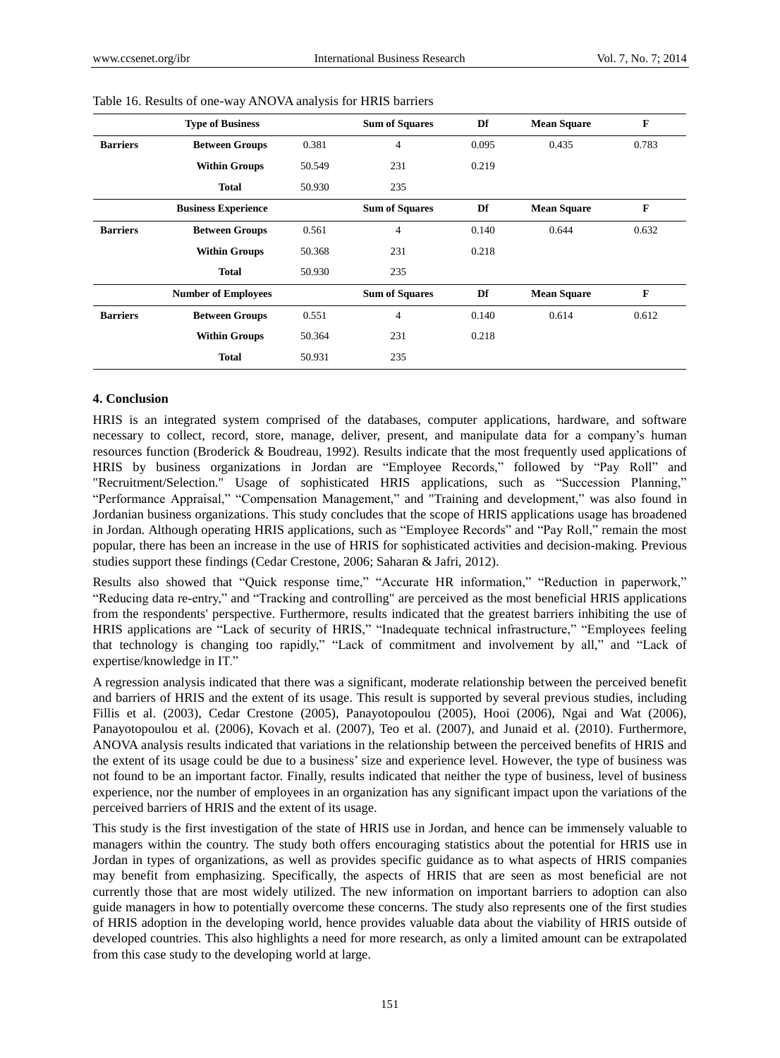Table 16. Results of one-way ANOVA analysis for HRIS barriers

| | Type of Business | | Sum of Squares | Df | Mean Square | F |
|---|---|---|---|---|---|---|
| **Barriers** | **Between Groups** | 0.381 | 4 | 0.095 | 0.435 | 0.783 |
| | **Within Groups** | 50.549 | 231 | 0.219 | | |
| | **Total** | 50.930 | 235 | | | |
| | **Business Experience** | | **Sum of Squares** | **Df** | **Mean Square** | **F** |
| **Barriers** | **Between Groups** | 0.561 | 4 | 0.140 | 0.644 | 0.632 |
| | **Within Groups** | 50.368 | 231 | 0.218 | | |
| | **Total** | 50.930 | 235 | | | |
| | **Number of Employees** | | **Sum of Squares** | **Df** | **Mean Square** | **F** |
| **Barriers** | **Between Groups** | 0.551 | 4 | 0.140 | 0.614 | 0.612 |
| | **Within Groups** | 50.364 | 231 | 0.218 | | |
| | **Total** | 50.931 | 235 | | | |

## 4. Conclusion

HRIS is an integrated system comprised of the databases, computer applications, hardware, and software necessary to collect, record, store, manage, deliver, present, and manipulate data for a company's human resources function (Broderick & Boudreau, 1992). Results indicate that the most frequently used applications of HRIS by business organizations in Jordan are "Employee Records," followed by "Pay Roll" and "Recruitment/Selection." Usage of sophisticated HRIS applications, such as "Succession Planning," "Performance Appraisal," "Compensation Management," and "Training and development," was also found in Jordanian business organizations. This study concludes that the scope of HRIS applications usage has broadened in Jordan. Although operating HRIS applications, such as "Employee Records" and "Pay Roll," remain the most popular, there has been an increase in the use of HRIS for sophisticated activities and decision-making. Previous studies support these findings (Cedar Crestone, 2006; Saharan & Jafri, 2012).

Results also showed that "Quick response time," "Accurate HR information," "Reduction in paperwork," "Reducing data re-entry," and "Tracking and controlling" are perceived as the most beneficial HRIS applications from the respondents' perspective. Furthermore, results indicated that the greatest barriers inhibiting the use of HRIS applications are "Lack of security of HRIS," "Inadequate technical infrastructure," "Employees feeling that technology is changing too rapidly," "Lack of commitment and involvement by all," and "Lack of expertise/knowledge in IT."

A regression analysis indicated that there was a significant, moderate relationship between the perceived benefit and barriers of HRIS and the extent of its usage. This result is supported by several previous studies, including Fillis et al. (2003), Cedar Crestone (2005), Panayotopoulou (2005), Hooi (2006), Ngai and Wat (2006), Panayotopoulou et al. (2006), Kovach et al. (2007), Teo et al. (2007), and Junaid et al. (2010). Furthermore, ANOVA analysis results indicated that variations in the relationship between the perceived benefits of HRIS and the extent of its usage could be due to a business' size and experience level. However, the type of business was not found to be an important factor. Finally, results indicated that neither the type of business, level of business experience, nor the number of employees in an organization has any significant impact upon the variations of the perceived barriers of HRIS and the extent of its usage.

This study is the first investigation of the state of HRIS use in Jordan, and hence can be immensely valuable to managers within the country. The study both offers encouraging statistics about the potential for HRIS use in Jordan in types of organizations, as well as provides specific guidance as to what aspects of HRIS companies may benefit from emphasizing. Specifically, the aspects of HRIS that are seen as most beneficial are not currently those that are most widely utilized. The new information on important barriers to adoption can also guide managers in how to potentially overcome these concerns. The study also represents one of the first studies of HRIS adoption in the developing world, hence provides valuable data about the viability of HRIS outside of developed countries. This also highlights a need for more research, as only a limited amount can be extrapolated from this case study to the developing world at large.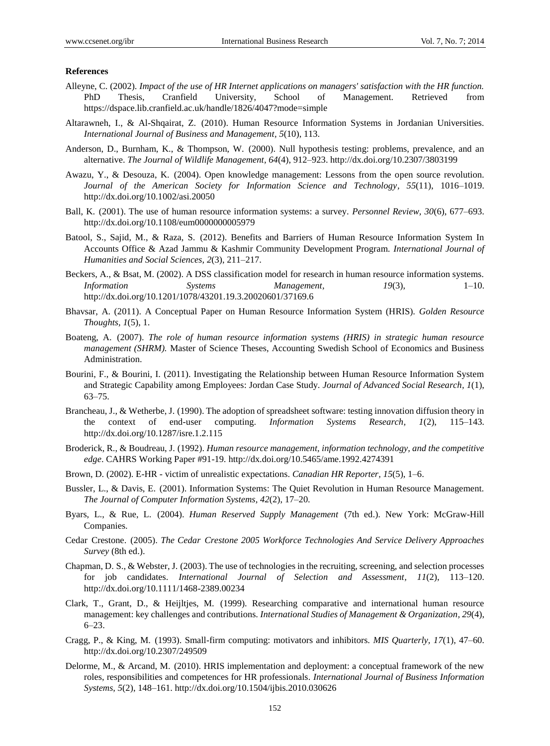**References**

Alleyne, C. (2002). *Impact of the use of HR Internet applications on managers' satisfaction with the HR function.* PhD Thesis, Cranfield University, School of Management. Retrieved from https://dspace.lib.cranfield.ac.uk/handle/1826/4047?mode=simple

Altarawneh, I., & Al-Shqairat, Z. (2010). Human Resource Information Systems in Jordanian Universities. *International Journal of Business and Management, 5*(10), 113.

Anderson, D., Burnham, K., & Thompson, W. (2000). Null hypothesis testing: problems, prevalence, and an alternative. *The Journal of Wildlife Management, 64*(4), 912–923. http://dx.doi.org/10.2307/3803199

Awazu, Y., & Desouza, K. (2004). Open knowledge management: Lessons from the open source revolution. *Journal of the American Society for Information Science and Technology, 55*(11), 1016–1019. http://dx.doi.org/10.1002/asi.20050

Ball, K. (2001). The use of human resource information systems: a survey. *Personnel Review, 30*(6), 677–693. http://dx.doi.org/10.1108/eum0000000005979

Batool, S., Sajid, M., & Raza, S. (2012). Benefits and Barriers of Human Resource Information System In Accounts Office & Azad Jammu & Kashmir Community Development Program. *International Journal of Humanities and Social Sciences, 2*(3), 211–217.

Beckers, A., & Bsat, M. (2002). A DSS classification model for research in human resource information systems. *Information Systems Management, 19*(3), 1–10. http://dx.doi.org/10.1201/1078/43201.19.3.20020601/37169.6

Bhavsar, A. (2011). A Conceptual Paper on Human Resource Information System (HRIS). *Golden Resource Thoughts, 1*(5), 1.

Boateng, A. (2007). *The role of human resource information systems (HRIS) in strategic human resource management (SHRM).* Master of Science Theses, Accounting Swedish School of Economics and Business Administration.

Bourini, F., & Bourini, I. (2011). Investigating the Relationship between Human Resource Information System and Strategic Capability among Employees: Jordan Case Study. *Journal of Advanced Social Research, 1*(1), 63–75.

Brancheau, J., & Wetherbe, J. (1990). The adoption of spreadsheet software: testing innovation diffusion theory in the context of end-user computing. *Information Systems Research, 1*(2), 115–143. http://dx.doi.org/10.1287/isre.1.2.115

Broderick, R., & Boudreau, J. (1992). *Human resource management, information technology, and the competitive edge*. CAHRS Working Paper #91-19. http://dx.doi.org/10.5465/ame.1992.4274391

Brown, D. (2002). E-HR - victim of unrealistic expectations. *Canadian HR Reporter, 15*(5), 1–6.

Bussler, L., & Davis, E. (2001). Information Systems: The Quiet Revolution in Human Resource Management. *The Journal of Computer Information Systems, 42*(2), 17–20.

Byars, L., & Rue, L. (2004). *Human Reserved Supply Management* (7th ed.). New York: McGraw-Hill Companies.

Cedar Crestone. (2005). *The Cedar Crestone 2005 Workforce Technologies And Service Delivery Approaches Survey* (8th ed.).

Chapman, D. S., & Webster, J. (2003). The use of technologies in the recruiting, screening, and selection processes for job candidates. *International Journal of Selection and Assessment, 11*(2), 113–120. http://dx.doi.org/10.1111/1468-2389.00234

Clark, T., Grant, D., & Heijltjes, M. (1999). Researching comparative and international human resource management: key challenges and contributions. *International Studies of Management & Organization, 29*(4), 6–23.

Cragg, P., & King, M. (1993). Small-firm computing: motivators and inhibitors. *MIS Quarterly, 17*(1), 47–60. http://dx.doi.org/10.2307/249509

Delorme, M., & Arcand, M. (2010). HRIS implementation and deployment: a conceptual framework of the new roles, responsibilities and competences for HR professionals. *International Journal of Business Information Systems, 5*(2), 148–161. http://dx.doi.org/10.1504/ijbis.2010.030626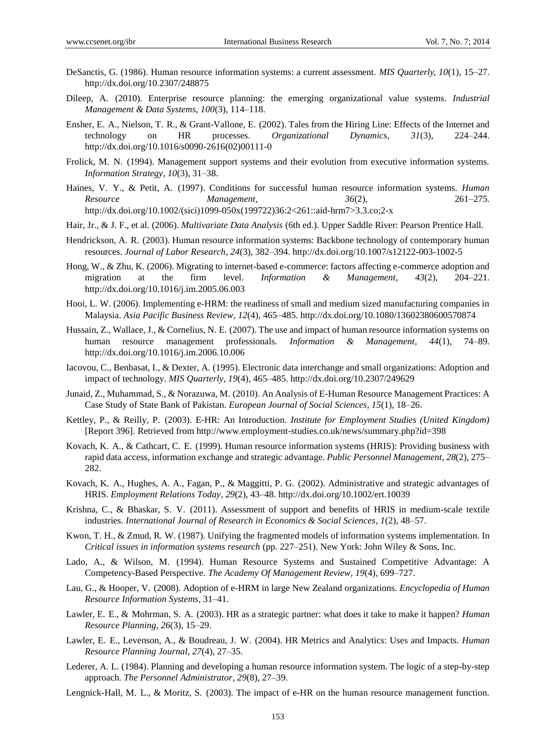DeSanctis, G. (1986). Human resource information systems: a current assessment. *MIS Quarterly, 10*(1), 15–27. http://dx.doi.org/10.2307/248875

Dileep, A. (2010). Enterprise resource planning: the emerging organizational value systems. *Industrial Management & Data Systems, 100*(3), 114–118.

Ensher, E. A., Nielson, T. R., & Grant-Vallone, E. (2002). Tales from the Hiring Line: Effects of the Internet and technology on HR processes. *Organizational Dynamics, 31*(3), 224–244. http://dx.doi.org/10.1016/s0090-2616(02)00111-0

Frolick, M. N. (1994). Management support systems and their evolution from executive information systems. *Information Strategy, 10*(3), 31–38.

Haines, V. Y., & Petit, A. (1997). Conditions for successful human resource information systems. *Human Resource Management, 36*(2), 261–275. http://dx.doi.org/10.1002/(sici)1099-050x(199722)36:2<261::aid-hrm7>3.3.co;2-x

Hair, Jr., & J. F., et al. (2006). *Multivariate Data Analysis* (6th ed.). Upper Saddle River: Pearson Prentice Hall.

Hendrickson, A. R. (2003). Human resource information systems: Backbone technology of contemporary human resources. *Journal of Labor Research, 24*(3), 382–394. http://dx.doi.org/10.1007/s12122-003-1002-5

Hong, W., & Zhu, K. (2006). Migrating to internet-based e-commerce: factors affecting e-commerce adoption and migration at the firm level. *Information & Management, 43*(2), 204–221. http://dx.doi.org/10.1016/j.im.2005.06.003

Hooi, L. W. (2006). Implementing e-HRM: the readiness of small and medium sized manufacturing companies in Malaysia. *Asia Pacific Business Review, 12*(4), 465–485. http://dx.doi.org/10.1080/13602380600570874

Hussain, Z., Wallace, J., & Cornelius, N. E. (2007). The use and impact of human resource information systems on human resource management professionals. *Information & Management, 44*(1), 74–89. http://dx.doi.org/10.1016/j.im.2006.10.006

Iacovou, C., Benbasat, I., & Dexter, A. (1995). Electronic data interchange and small organizations: Adoption and impact of technology. *MIS Quarterly, 19*(4), 465–485. http://dx.doi.org/10.2307/249629

Junaid, Z., Muhammad, S., & Norazuwa, M. (2010). An Analysis of E-Human Resource Management Practices: A Case Study of State Bank of Pakistan. *European Journal of Social Sciences, 15*(1), 18–26.

Kettley, P., & Reilly, P. (2003). E-HR: An Introduction. *Institute for Employment Studies (United Kingdom)* [Report 396]. Retrieved from http://www.employment-studies.co.uk/news/summary.php?id=398

Kovach, K. A., & Cathcart, C. E. (1999). Human resource information systems (HRIS): Providing business with rapid data access, information exchange and strategic advantage. *Public Personnel Management, 28*(2), 275–282.

Kovach, K. A., Hughes, A. A., Fagan, P., & Maggitti, P. G. (2002). Administrative and strategic advantages of HRIS. *Employment Relations Today, 29*(2), 43–48. http://dx.doi.org/10.1002/ert.10039

Krishna, C., & Bhaskar, S. V. (2011). Assessment of support and benefits of HRIS in medium-scale textile industries. *International Journal of Research in Economics & Social Sciences, 1*(2), 48–57.

Kwon, T. H., & Zmud, R. W. (1987). Unifying the fragmented models of information systems implementation. In *Critical issues in information systems research* (pp. 227–251). New York: John Wiley & Sons, Inc.

Lado, A., & Wilson, M. (1994). Human Resource Systems and Sustained Competitive Advantage: A Competency-Based Perspective. *The Academy Of Management Review, 19*(4), 699–727.

Lau, G., & Hooper, V. (2008). Adoption of e-HRM in large New Zealand organizations. *Encyclopedia of Human Resource Information Systems,* 31–41.

Lawler, E. E., & Mohrman, S. A. (2003). HR as a strategic partner: what does it take to make it happen? *Human Resource Planning, 26*(3), 15–29.

Lawler, E. E., Levenson, A., & Boudreau, J. W. (2004). HR Metrics and Analytics: Uses and Impacts. *Human Resource Planning Journal, 27*(4), 27–35.

Lederer, A. L. (1984). Planning and developing a human resource information system. The logic of a step-by-step approach. *The Personnel Administrator, 29*(8), 27–39.

Lengnick-Hall, M. L., & Moritz, S. (2003). The impact of e-HR on the human resource management function.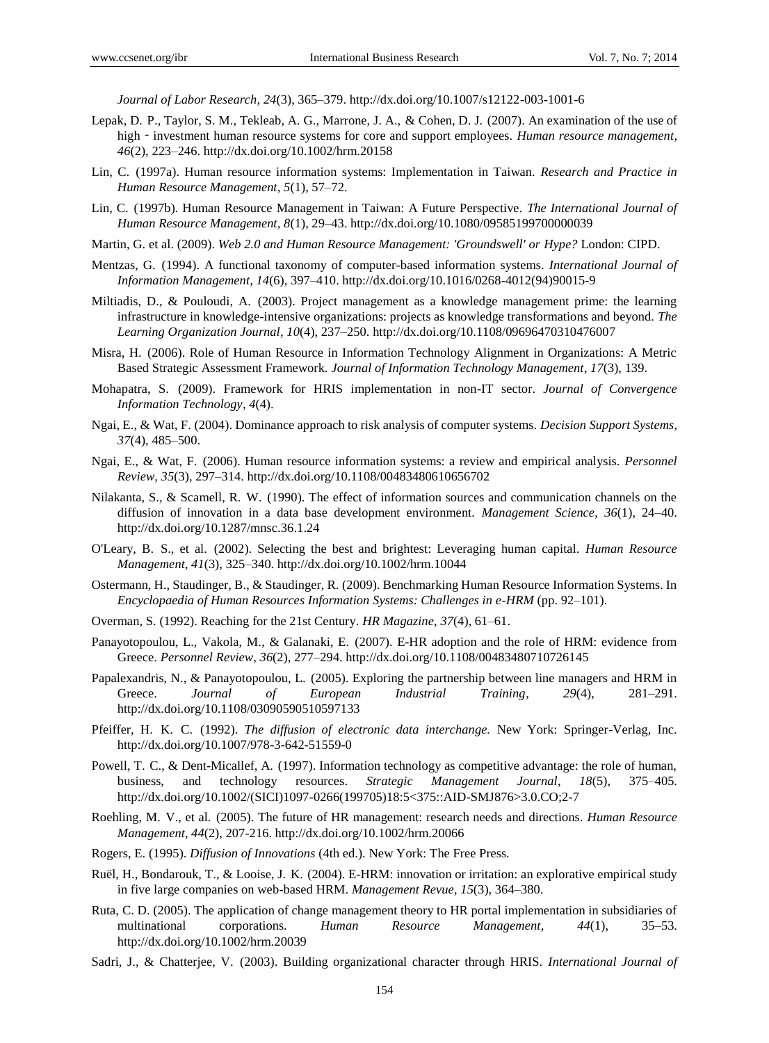*Journal of Labor Research*, *24*(3), 365–379. http://dx.doi.org/10.1007/s12122-003-1001-6

Lepak, D. P., Taylor, S. M., Tekleab, A. G., Marrone, J. A., & Cohen, D. J. (2007). An examination of the use of high‐investment human resource systems for core and support employees. *Human resource management, 46*(2), 223–246. http://dx.doi.org/10.1002/hrm.20158

Lin, C. (1997a). Human resource information systems: Implementation in Taiwan. *Research and Practice in Human Resource Management, 5*(1), 57–72.

Lin, C. (1997b). Human Resource Management in Taiwan: A Future Perspective. *The International Journal of Human Resource Management*, *8*(1), 29–43. http://dx.doi.org/10.1080/09585199700000039

Martin, G. et al. (2009). *Web 2.0 and Human Resource Management: 'Groundswell' or Hype?* London: CIPD.

Mentzas, G. (1994). A functional taxonomy of computer-based information systems. *International Journal of Information Management, 14*(6), 397–410. http://dx.doi.org/10.1016/0268-4012(94)90015-9

Miltiadis, D., & Pouloudi, A. (2003). Project management as a knowledge management prime: the learning infrastructure in knowledge-intensive organizations: projects as knowledge transformations and beyond. *The Learning Organization Journal, 10*(4), 237–250. http://dx.doi.org/10.1108/09696470310476007

Misra, H. (2006). Role of Human Resource in Information Technology Alignment in Organizations: A Metric Based Strategic Assessment Framework. *Journal of Information Technology Management*, *17*(3), 139.

Mohapatra, S. (2009). Framework for HRIS implementation in non-IT sector. *Journal of Convergence Information Technology*, *4*(4).

Ngai, E., & Wat, F. (2004). Dominance approach to risk analysis of computer systems. *Decision Support Systems, 37*(4), 485–500.

Ngai, E., & Wat, F. (2006). Human resource information systems: a review and empirical analysis. *Personnel Review, 35*(3), 297–314. http://dx.doi.org/10.1108/00483480610656702

Nilakanta, S., & Scamell, R. W. (1990). The effect of information sources and communication channels on the diffusion of innovation in a data base development environment. *Management Science*, *36*(1), 24–40. http://dx.doi.org/10.1287/mnsc.36.1.24

O'Leary, B. S., et al. (2002). Selecting the best and brightest: Leveraging human capital. *Human Resource Management*, *41*(3), 325–340. http://dx.doi.org/10.1002/hrm.10044

Ostermann, H., Staudinger, B., & Staudinger, R. (2009). Benchmarking Human Resource Information Systems. In *Encyclopaedia of Human Resources Information Systems: Challenges in e-HRM* (pp. 92–101).

Overman, S. (1992). Reaching for the 21st Century. *HR Magazine, 37*(4), 61–61.

Panayotopoulou, L., Vakola, M., & Galanaki, E. (2007). E-HR adoption and the role of HRM: evidence from Greece. *Personnel Review, 36*(2), 277–294. http://dx.doi.org/10.1108/00483480710726145

Papalexandris, N., & Panayotopoulou, L. (2005). Exploring the partnership between line managers and HRM in Greece. *Journal of European Industrial Training*, *29*(4), 281–291. http://dx.doi.org/10.1108/03090590510597133

Pfeiffer, H. K. C. (1992). *The diffusion of electronic data interchange.* New York: Springer-Verlag, Inc. http://dx.doi.org/10.1007/978-3-642-51559-0

Powell, T. C., & Dent-Micallef, A. (1997). Information technology as competitive advantage: the role of human, business, and technology resources. *Strategic Management Journal*, *18*(5), 375–405. http://dx.doi.org/10.1002/(SICI)1097-0266(199705)18:5<375::AID-SMJ876>3.0.CO;2-7

Roehling, M. V., et al. (2005). The future of HR management: research needs and directions. *Human Resource Management*, *44*(2), 207-216. http://dx.doi.org/10.1002/hrm.20066

Rogers, E. (1995). *Diffusion of Innovations* (4th ed.). New York: The Free Press.

Ruël, H., Bondarouk, T., & Looise, J. K. (2004). E-HRM: innovation or irritation: an explorative empirical study in five large companies on web-based HRM. *Management Revue, 15*(3), 364–380.

Ruta, C. D. (2005). The application of change management theory to HR portal implementation in subsidiaries of multinational corporations. *Human Resource Management, 44*(1), 35–53. http://dx.doi.org/10.1002/hrm.20039

Sadri, J., & Chatterjee, V. (2003). Building organizational character through HRIS. *International Journal of*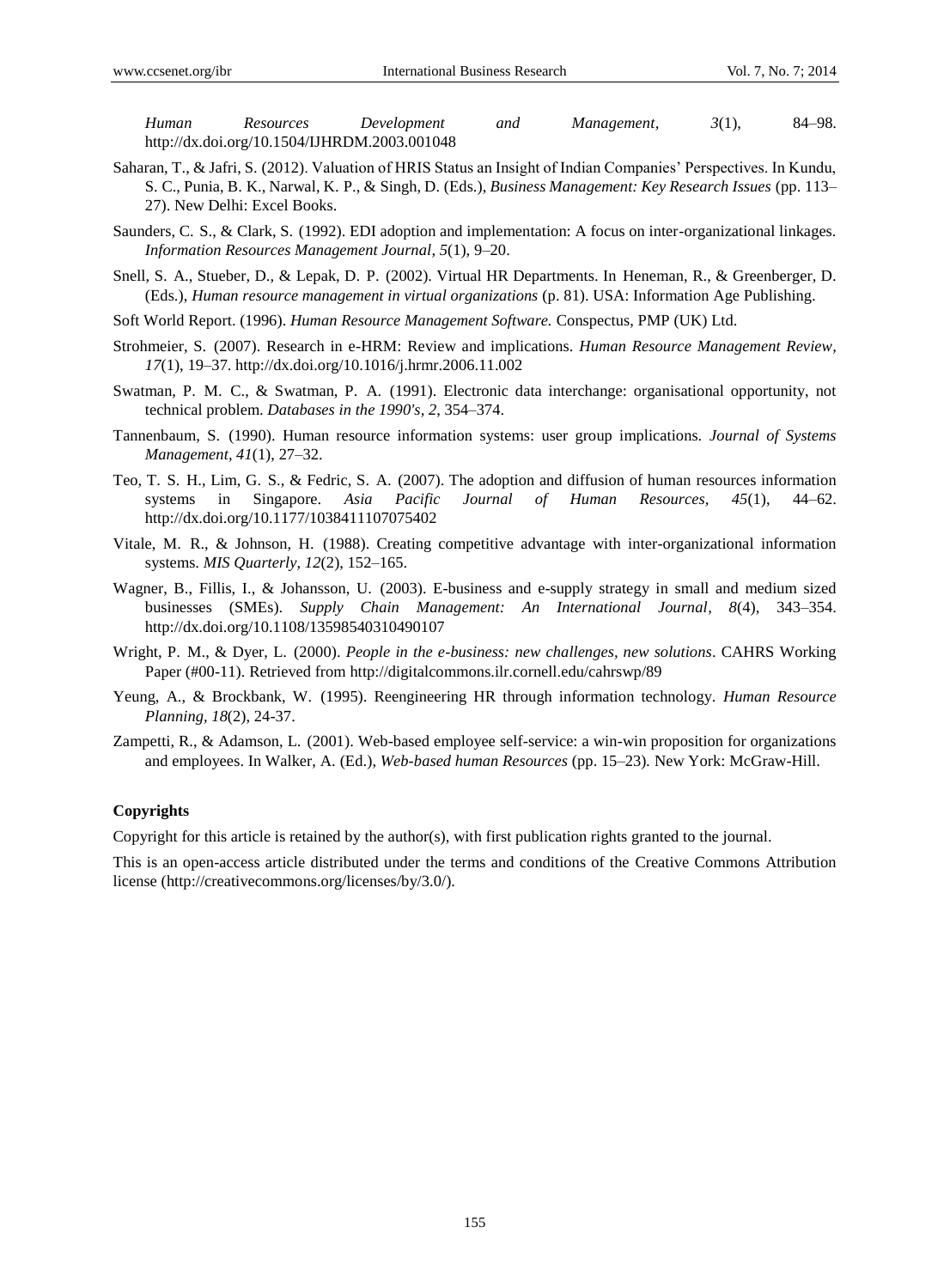*Human Resources Development and Management*, *3*(1), 84–98. http://dx.doi.org/10.1504/IJHRDM.2003.001048

Saharan, T., & Jafri, S. (2012). Valuation of HRIS Status an Insight of Indian Companies' Perspectives. In Kundu, S. C., Punia, B. K., Narwal, K. P., & Singh, D. (Eds.), *Business Management: Key Research Issues* (pp. 113–27). New Delhi: Excel Books.

Saunders, C. S., & Clark, S. (1992). EDI adoption and implementation: A focus on inter-organizational linkages. *Information Resources Management Journal*, *5*(1), 9–20.

Snell, S. A., Stueber, D., & Lepak, D. P. (2002). Virtual HR Departments. In Heneman, R., & Greenberger, D. (Eds.), *Human resource management in virtual organizations* (p. 81). USA: Information Age Publishing.

Soft World Report. (1996). *Human Resource Management Software.* Conspectus, PMP (UK) Ltd.

Strohmeier, S. (2007). Research in e-HRM: Review and implications. *Human Resource Management Review*, *17*(1), 19–37. http://dx.doi.org/10.1016/j.hrmr.2006.11.002

Swatman, P. M. C., & Swatman, P. A. (1991). Electronic data interchange: organisational opportunity, not technical problem. *Databases in the 1990's*, *2*, 354–374.

Tannenbaum, S. (1990). Human resource information systems: user group implications. *Journal of Systems Management*, *41*(1), 27–32.

Teo, T. S. H., Lim, G. S., & Fedric, S. A. (2007). The adoption and diffusion of human resources information systems in Singapore. *Asia Pacific Journal of Human Resources*, *45*(1), 44–62. http://dx.doi.org/10.1177/1038411107075402

Vitale, M. R., & Johnson, H. (1988). Creating competitive advantage with inter-organizational information systems. *MIS Quarterly*, *12*(2), 152–165.

Wagner, B., Fillis, I., & Johansson, U. (2003). E-business and e-supply strategy in small and medium sized businesses (SMEs). *Supply Chain Management: An International Journal*, *8*(4), 343–354. http://dx.doi.org/10.1108/13598540310490107

Wright, P. M., & Dyer, L. (2000). *People in the e-business: new challenges, new solutions*. CAHRS Working Paper (#00-11). Retrieved from http://digitalcommons.ilr.cornell.edu/cahrswp/89

Yeung, A., & Brockbank, W. (1995). Reengineering HR through information technology. *Human Resource Planning*, *18*(2), 24-37.

Zampetti, R., & Adamson, L. (2001). Web-based employee self-service: a win-win proposition for organizations and employees. In Walker, A. (Ed.), *Web-based human Resources* (pp. 15–23). New York: McGraw-Hill.

**Copyrights**

Copyright for this article is retained by the author(s), with first publication rights granted to the journal.

This is an open-access article distributed under the terms and conditions of the Creative Commons Attribution license (http://creativecommons.org/licenses/by/3.0/).